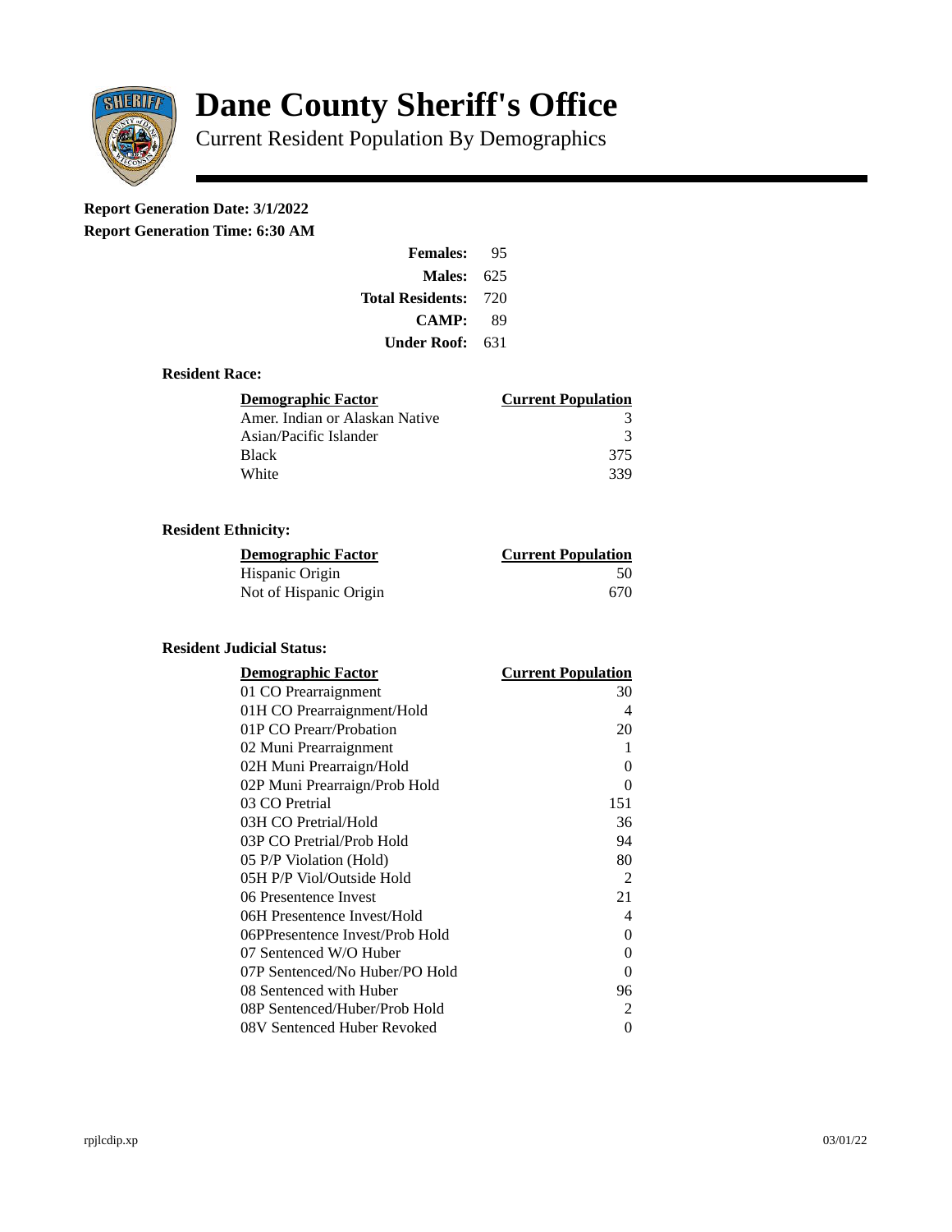# Dane County Sheriff's Office

Current Resident Population By Demographics

**Report Generation Date: 3/1/2022**

**Report Generation Time: 6:30 AM**

| | |
|---|---|
| **Females:** | 95 |
| **Males:** | 625 |
| **Total Residents:** | 720 |
| **CAMP:** | 89 |
| **Under Roof:** | 631 |

### Resident Race:

| Demographic Factor | Current Population |
|---|---|
| Amer. Indian or Alaskan Native | 3 |
| Asian/Pacific Islander | 3 |
| Black | 375 |
| White | 339 |

### Resident Ethnicity:

| Demographic Factor | Current Population |
|---|---|
| Hispanic Origin | 50 |
| Not of Hispanic Origin | 670 |

### Resident Judicial Status:

| Demographic Factor | Current Population |
|---|---|
| 01 CO Prearraignment | 30 |
| 01H CO Prearraignment/Hold | 4 |
| 01P CO Prearr/Probation | 20 |
| 02 Muni Prearraignment | 1 |
| 02H Muni Prearraign/Hold | 0 |
| 02P Muni Prearraign/Prob Hold | 0 |
| 03 CO Pretrial | 151 |
| 03H CO Pretrial/Hold | 36 |
| 03P CO Pretrial/Prob Hold | 94 |
| 05 P/P Violation (Hold) | 80 |
| 05H P/P Viol/Outside Hold | 2 |
| 06 Presentence Invest | 21 |
| 06H Presentence Invest/Hold | 4 |
| 06PPresentence Invest/Prob Hold | 0 |
| 07 Sentenced W/O Huber | 0 |
| 07P Sentenced/No Huber/PO Hold | 0 |
| 08 Sentenced with Huber | 96 |
| 08P Sentenced/Huber/Prob Hold | 2 |
| 08V Sentenced Huber Revoked | 0 |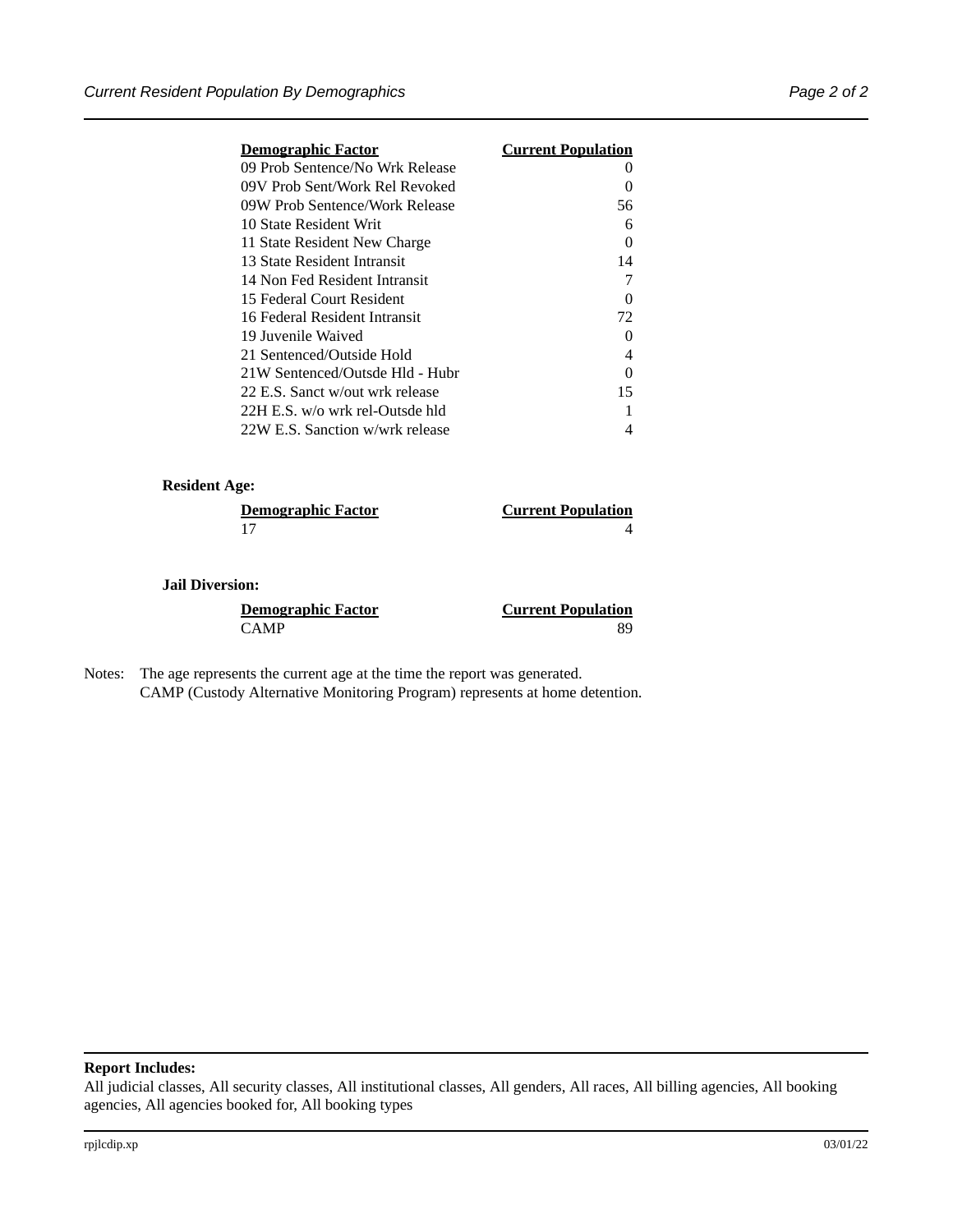| Demographic Factor | Current Population |
|---|---|
| 09 Prob Sentence/No Wrk Release | 0 |
| 09V Prob Sent/Work Rel Revoked | 0 |
| 09W Prob Sentence/Work Release | 56 |
| 10 State Resident Writ | 6 |
| 11 State Resident New Charge | 0 |
| 13 State Resident Intransit | 14 |
| 14 Non Fed Resident Intransit | 7 |
| 15 Federal Court Resident | 0 |
| 16 Federal Resident Intransit | 72 |
| 19 Juvenile Waived | 0 |
| 21 Sentenced/Outside Hold | 4 |
| 21W Sentenced/Outsde Hld - Hubr | 0 |
| 22 E.S. Sanct w/out wrk release | 15 |
| 22H E.S. w/o wrk rel-Outsde hld | 1 |
| 22W E.S. Sanction w/wrk release | 4 |

**Resident Age:**

| Demographic Factor | Current Population |
|---|---|
| 17 | 4 |

**Jail Diversion:**

| Demographic Factor | Current Population |
|---|---|
| CAMP | 89 |

Notes: The age represents the current age at the time the report was generated.
CAMP (Custody Alternative Monitoring Program) represents at home detention.

**Report Includes:**

All judicial classes, All security classes, All institutional classes, All genders, All races, All billing agencies, All booking agencies, All agencies booked for, All booking types

rpjlcdip.xp 03/01/22